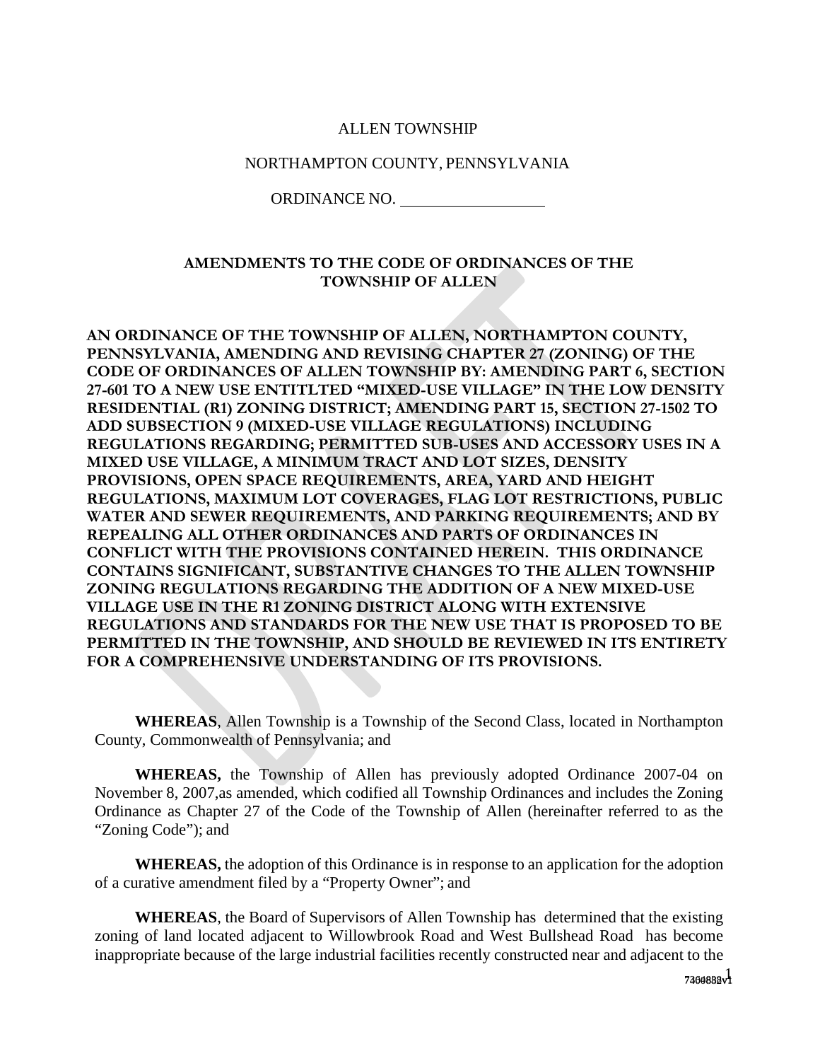ALLEN TOWNSHIP

NORTHAMPTON COUNTY, PENNSYLVANIA

ORDINANCE NO. ________________

**AMENDMENTS TO THE CODE OF ORDINANCES OF THE TOWNSHIP OF ALLEN**

**AN ORDINANCE OF THE TOWNSHIP OF ALLEN, NORTHAMPTON COUNTY, PENNSYLVANIA, AMENDING AND REVISING CHAPTER 27 (ZONING) OF THE CODE OF ORDINANCES OF ALLEN TOWNSHIP BY: AMENDING PART 6, SECTION 27-601 TO A NEW USE ENTITLTED "MIXED-USE VILLAGE" IN THE LOW DENSITY RESIDENTIAL (R1) ZONING DISTRICT; AMENDING PART 15, SECTION 27-1502 TO ADD SUBSECTION 9 (MIXED-USE VILLAGE REGULATIONS) INCLUDING REGULATIONS REGARDING; PERMITTED SUB-USES AND ACCESSORY USES IN A MIXED USE VILLAGE, A MINIMUM TRACT AND LOT SIZES, DENSITY PROVISIONS, OPEN SPACE REQUIREMENTS, AREA, YARD AND HEIGHT REGULATIONS, MAXIMUM LOT COVERAGES, FLAG LOT RESTRICTIONS, PUBLIC WATER AND SEWER REQUIREMENTS, AND PARKING REQUIREMENTS; AND BY REPEALING ALL OTHER ORDINANCES AND PARTS OF ORDINANCES IN CONFLICT WITH THE PROVISIONS CONTAINED HEREIN. THIS ORDINANCE CONTAINS SIGNIFICANT, SUBSTANTIVE CHANGES TO THE ALLEN TOWNSHIP ZONING REGULATIONS REGARDING THE ADDITION OF A NEW MIXED-USE VILLAGE USE IN THE R1 ZONING DISTRICT ALONG WITH EXTENSIVE REGULATIONS AND STANDARDS FOR THE NEW USE THAT IS PROPOSED TO BE PERMITTED IN THE TOWNSHIP, AND SHOULD BE REVIEWED IN ITS ENTIRETY FOR A COMPREHENSIVE UNDERSTANDING OF ITS PROVISIONS.**

**WHEREAS**, Allen Township is a Township of the Second Class, located in Northampton County, Commonwealth of Pennsylvania; and

**WHEREAS,** the Township of Allen has previously adopted Ordinance 2007-04 on November 8, 2007,as amended, which codified all Township Ordinances and includes the Zoning Ordinance as Chapter 27 of the Code of the Township of Allen (hereinafter referred to as the "Zoning Code"); and

**WHEREAS,** the adoption of this Ordinance is in response to an application for the adoption of a curative amendment filed by a "Property Owner"; and

**WHEREAS**, the Board of Supervisors of Allen Township has determined that the existing zoning of land located adjacent to Willowbrook Road and West Bullshead Road has become inappropriate because of the large industrial facilities recently constructed near and adjacent to the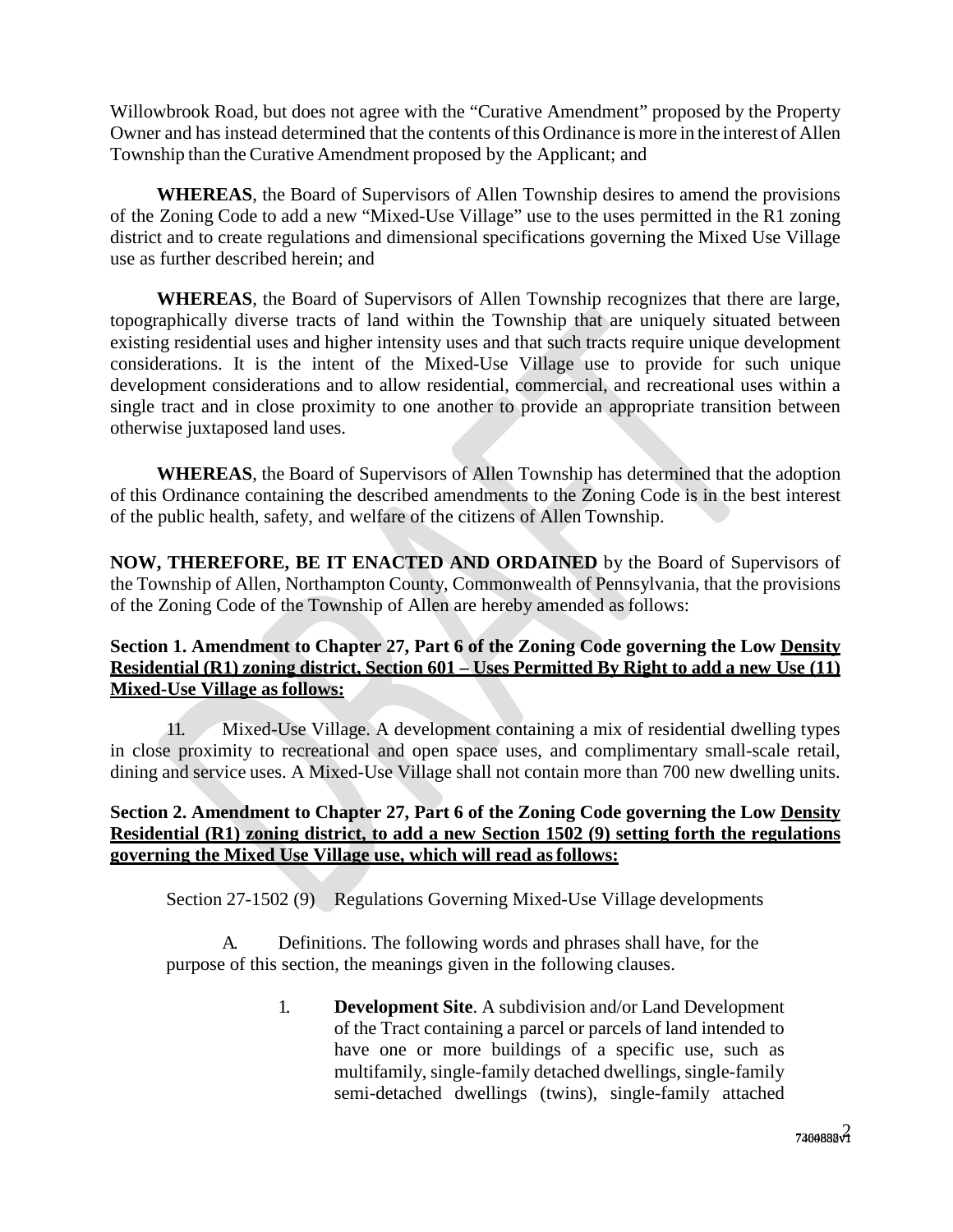Willowbrook Road, but does not agree with the "Curative Amendment" proposed by the Property Owner and has instead determined that the contents of this Ordinance is more in the interest of Allen Township than the Curative Amendment proposed by the Applicant; and

**WHEREAS**, the Board of Supervisors of Allen Township desires to amend the provisions of the Zoning Code to add a new "Mixed-Use Village" use to the uses permitted in the R1 zoning district and to create regulations and dimensional specifications governing the Mixed Use Village use as further described herein; and

**WHEREAS**, the Board of Supervisors of Allen Township recognizes that there are large, topographically diverse tracts of land within the Township that are uniquely situated between existing residential uses and higher intensity uses and that such tracts require unique development considerations. It is the intent of the Mixed-Use Village use to provide for such unique development considerations and to allow residential, commercial, and recreational uses within a single tract and in close proximity to one another to provide an appropriate transition between otherwise juxtaposed land uses.

**WHEREAS**, the Board of Supervisors of Allen Township has determined that the adoption of this Ordinance containing the described amendments to the Zoning Code is in the best interest of the public health, safety, and welfare of the citizens of Allen Township.

**NOW, THEREFORE, BE IT ENACTED AND ORDAINED** by the Board of Supervisors of the Township of Allen, Northampton County, Commonwealth of Pennsylvania, that the provisions of the Zoning Code of the Township of Allen are hereby amended as follows:

**Section 1. Amendment to Chapter 27, Part 6 of the Zoning Code governing the Low <u>Density Residential (R1) zoning district, Section 601 – Uses Permitted By Right to add a new Use (11) Mixed-Use Village as follows:</u>**

11. Mixed-Use Village. A development containing a mix of residential dwelling types in close proximity to recreational and open space uses, and complimentary small-scale retail, dining and service uses. A Mixed-Use Village shall not contain more than 700 new dwelling units.

**Section 2. Amendment to Chapter 27, Part 6 of the Zoning Code governing the Low <u>Density Residential (R1) zoning district, to add a new Section 1502 (9) setting forth the regulations governing the Mixed Use Village use, which will read as follows:</u>**

Section 27-1502 (9) Regulations Governing Mixed-Use Village developments

A. Definitions. The following words and phrases shall have, for the purpose of this section, the meanings given in the following clauses.

1. **Development Site**. A subdivision and/or Land Development of the Tract containing a parcel or parcels of land intended to have one or more buildings of a specific use, such as multifamily, single-family detached dwellings, single-family semi-detached dwellings (twins), single-family attached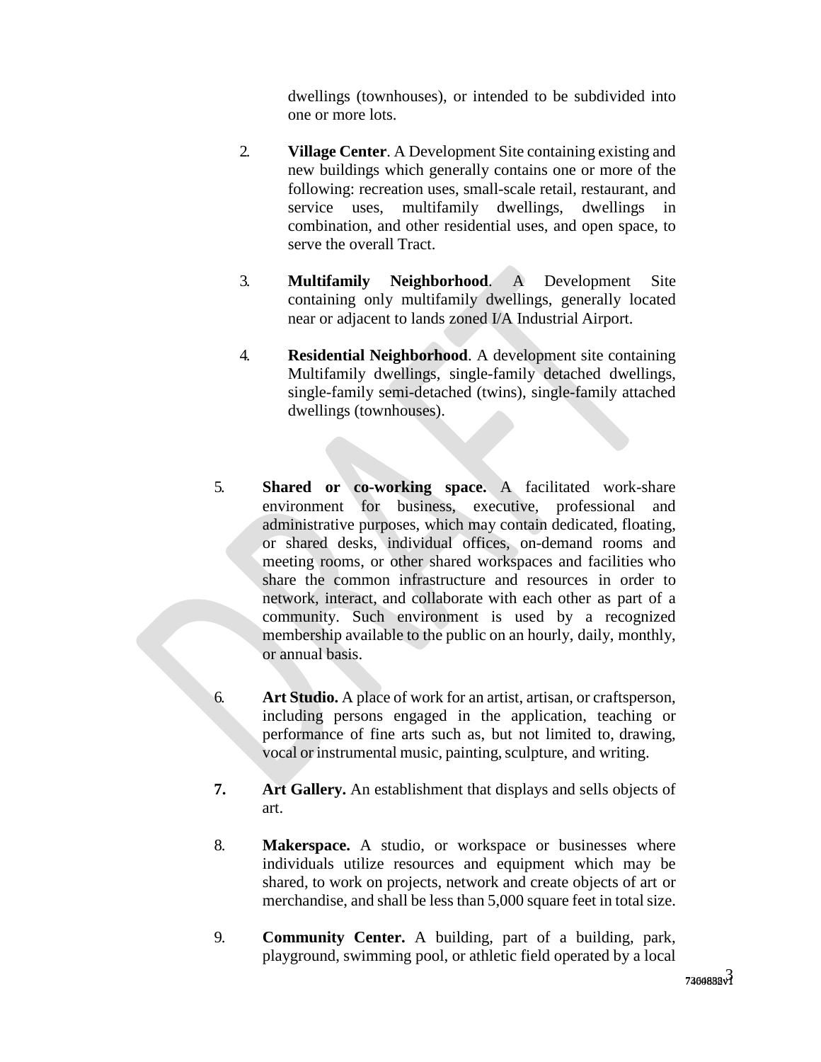dwellings (townhouses), or intended to be subdivided into one or more lots.

2. **Village Center**. A Development Site containing existing and new buildings which generally contains one or more of the following: recreation uses, small-scale retail, restaurant, and service uses, multifamily dwellings, dwellings in combination, and other residential uses, and open space, to serve the overall Tract.

3. **Multifamily Neighborhood**. A Development Site containing only multifamily dwellings, generally located near or adjacent to lands zoned I/A Industrial Airport.

4. **Residential Neighborhood**. A development site containing Multifamily dwellings, single-family detached dwellings, single-family semi-detached (twins), single-family attached dwellings (townhouses).

5. **Shared or co-working space.** A facilitated work-share environment for business, executive, professional and administrative purposes, which may contain dedicated, floating, or shared desks, individual offices, on-demand rooms and meeting rooms, or other shared workspaces and facilities who share the common infrastructure and resources in order to network, interact, and collaborate with each other as part of a community. Such environment is used by a recognized membership available to the public on an hourly, daily, monthly, or annual basis.

6. **Art Studio.** A place of work for an artist, artisan, or craftsperson, including persons engaged in the application, teaching or performance of fine arts such as, but not limited to, drawing, vocal or instrumental music, painting, sculpture, and writing.

**7.** **Art Gallery.** An establishment that displays and sells objects of art.

8. **Makerspace.** A studio, or workspace or businesses where individuals utilize resources and equipment which may be shared, to work on projects, network and create objects of art or merchandise, and shall be less than 5,000 square feet in total size.

9. **Community Center.** A building, part of a building, park, playground, swimming pool, or athletic field operated by a local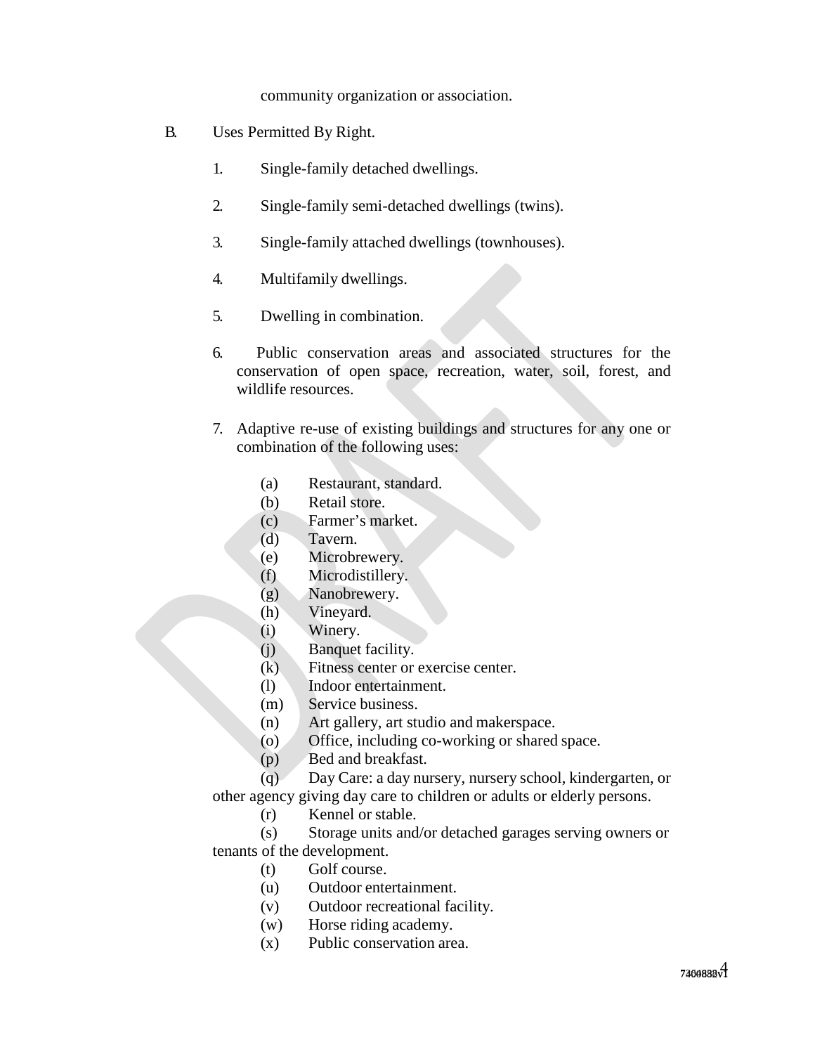community organization or association.

B. Uses Permitted By Right.

1. Single-family detached dwellings.

2. Single-family semi-detached dwellings (twins).

3. Single-family attached dwellings (townhouses).

4. Multifamily dwellings.

5. Dwelling in combination.

6. Public conservation areas and associated structures for the conservation of open space, recreation, water, soil, forest, and wildlife resources.

7. Adaptive re-use of existing buildings and structures for any one or combination of the following uses:

(a) Restaurant, standard.
(b) Retail store.
(c) Farmer's market.
(d) Tavern.
(e) Microbrewery.
(f) Microdistillery.
(g) Nanobrewery.
(h) Vineyard.
(i) Winery.
(j) Banquet facility.
(k) Fitness center or exercise center.
(l) Indoor entertainment.
(m) Service business.
(n) Art gallery, art studio and makerspace.
(o) Office, including co-working or shared space.
(p) Bed and breakfast.
(q) Day Care: a day nursery, nursery school, kindergarten, or other agency giving day care to children or adults or elderly persons.
(r) Kennel or stable.
(s) Storage units and/or detached garages serving owners or tenants of the development.
(t) Golf course.
(u) Outdoor entertainment.
(v) Outdoor recreational facility.
(w) Horse riding academy.
(x) Public conservation area.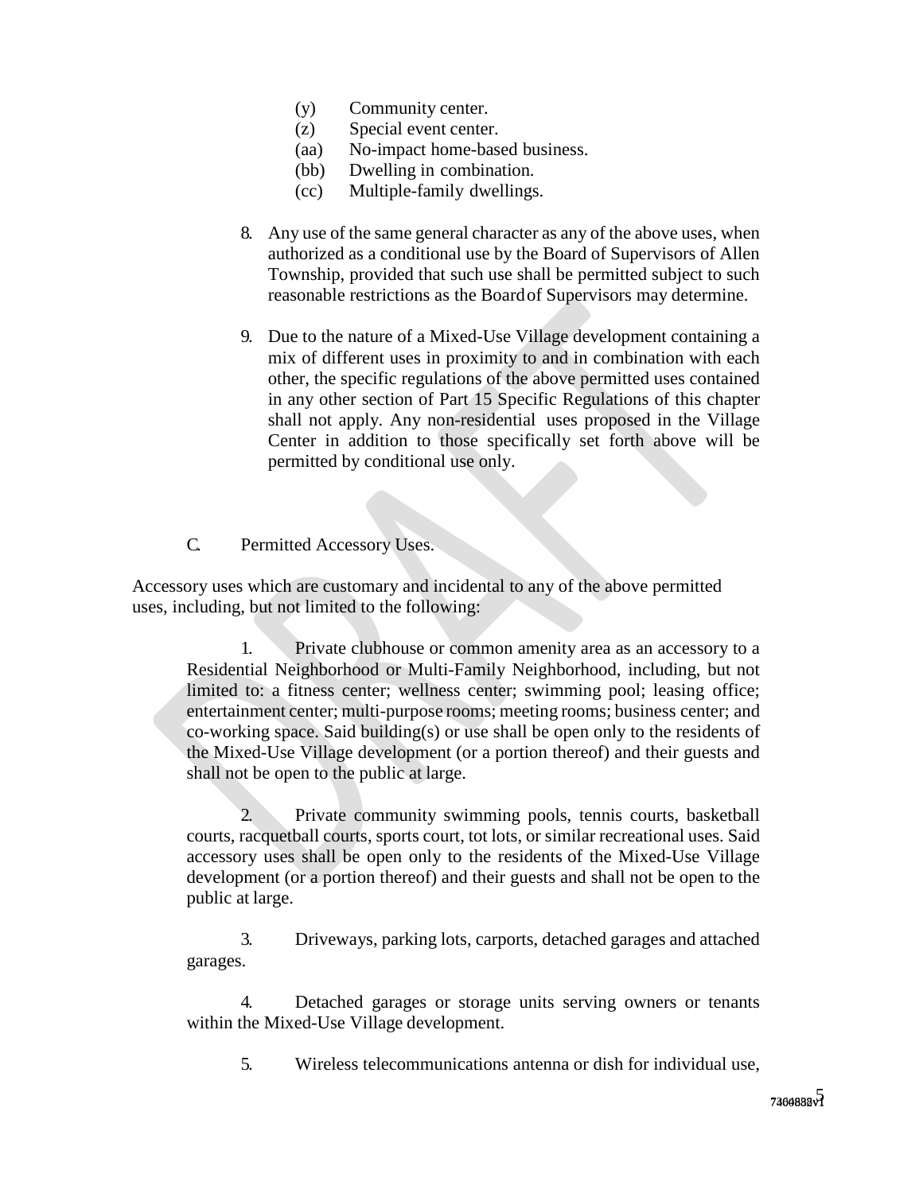(y) Community center.
(z) Special event center.
(aa) No-impact home-based business.
(bb) Dwelling in combination.
(cc) Multiple-family dwellings.

8. Any use of the same general character as any of the above uses, when authorized as a conditional use by the Board of Supervisors of Allen Township, provided that such use shall be permitted subject to such reasonable restrictions as the Board of Supervisors may determine.

9. Due to the nature of a Mixed-Use Village development containing a mix of different uses in proximity to and in combination with each other, the specific regulations of the above permitted uses contained in any other section of Part 15 Specific Regulations of this chapter shall not apply. Any non-residential uses proposed in the Village Center in addition to those specifically set forth above will be permitted by conditional use only.

C. Permitted Accessory Uses.

Accessory uses which are customary and incidental to any of the above permitted uses, including, but not limited to the following:

1. Private clubhouse or common amenity area as an accessory to a Residential Neighborhood or Multi-Family Neighborhood, including, but not limited to: a fitness center; wellness center; swimming pool; leasing office; entertainment center; multi-purpose rooms; meeting rooms; business center; and co-working space. Said building(s) or use shall be open only to the residents of the Mixed-Use Village development (or a portion thereof) and their guests and shall not be open to the public at large.

2. Private community swimming pools, tennis courts, basketball courts, racquetball courts, sports court, tot lots, or similar recreational uses. Said accessory uses shall be open only to the residents of the Mixed-Use Village development (or a portion thereof) and their guests and shall not be open to the public at large.

3. Driveways, parking lots, carports, detached garages and attached garages.

4. Detached garages or storage units serving owners or tenants within the Mixed-Use Village development.

5. Wireless telecommunications antenna or dish for individual use,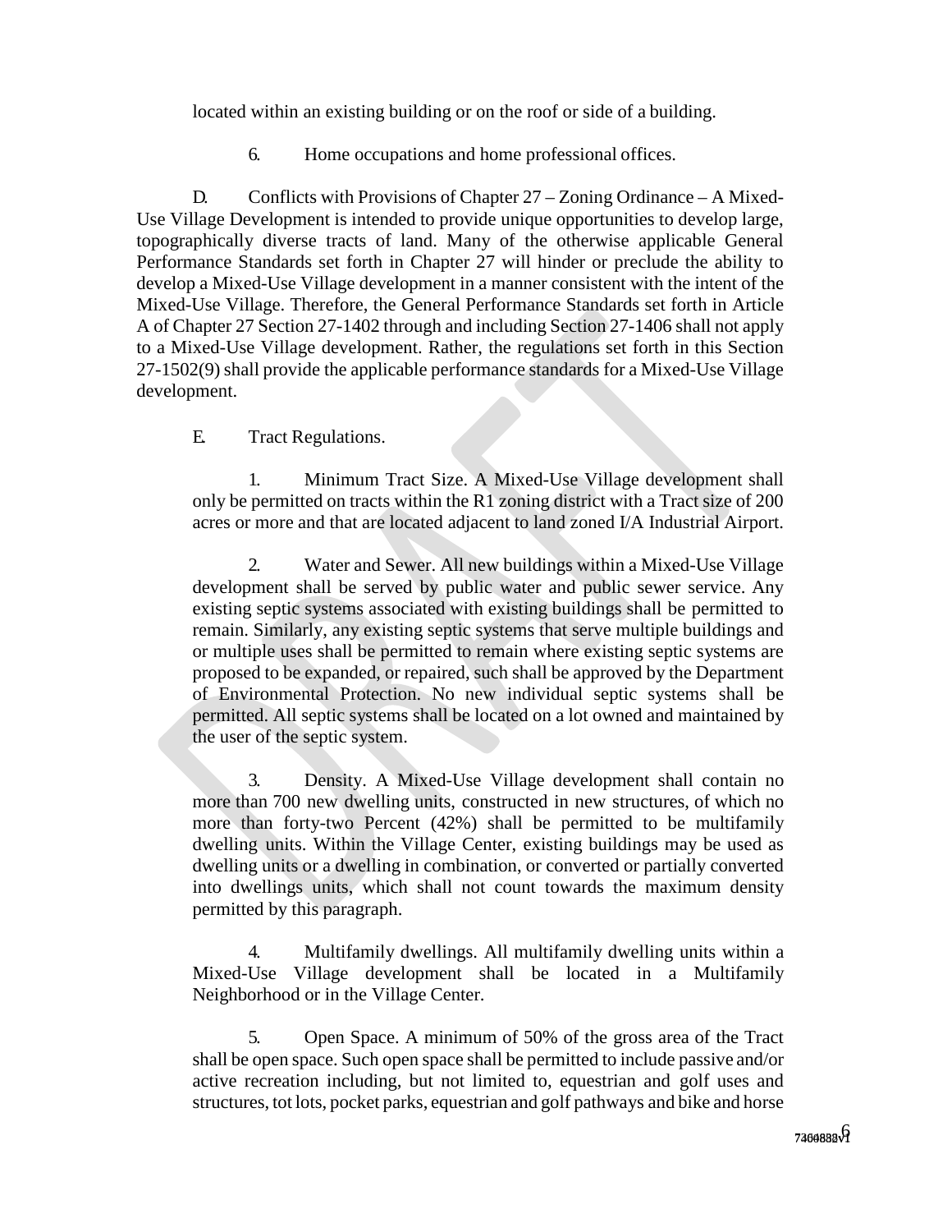located within an existing building or on the roof or side of a building.

6. Home occupations and home professional offices.

D. Conflicts with Provisions of Chapter 27 – Zoning Ordinance – A Mixed-Use Village Development is intended to provide unique opportunities to develop large, topographically diverse tracts of land. Many of the otherwise applicable General Performance Standards set forth in Chapter 27 will hinder or preclude the ability to develop a Mixed-Use Village development in a manner consistent with the intent of the Mixed-Use Village. Therefore, the General Performance Standards set forth in Article A of Chapter 27 Section 27-1402 through and including Section 27-1406 shall not apply to a Mixed-Use Village development. Rather, the regulations set forth in this Section 27-1502(9) shall provide the applicable performance standards for a Mixed-Use Village development.

E. Tract Regulations.

1. Minimum Tract Size. A Mixed-Use Village development shall only be permitted on tracts within the R1 zoning district with a Tract size of 200 acres or more and that are located adjacent to land zoned I/A Industrial Airport.

2. Water and Sewer. All new buildings within a Mixed-Use Village development shall be served by public water and public sewer service. Any existing septic systems associated with existing buildings shall be permitted to remain. Similarly, any existing septic systems that serve multiple buildings and or multiple uses shall be permitted to remain where existing septic systems are proposed to be expanded, or repaired, such shall be approved by the Department of Environmental Protection. No new individual septic systems shall be permitted. All septic systems shall be located on a lot owned and maintained by the user of the septic system.

3. Density. A Mixed-Use Village development shall contain no more than 700 new dwelling units, constructed in new structures, of which no more than forty-two Percent (42%) shall be permitted to be multifamily dwelling units. Within the Village Center, existing buildings may be used as dwelling units or a dwelling in combination, or converted or partially converted into dwellings units, which shall not count towards the maximum density permitted by this paragraph.

4. Multifamily dwellings. All multifamily dwelling units within a Mixed-Use Village development shall be located in a Multifamily Neighborhood or in the Village Center.

5. Open Space. A minimum of 50% of the gross area of the Tract shall be open space. Such open space shall be permitted to include passive and/or active recreation including, but not limited to, equestrian and golf uses and structures, tot lots, pocket parks, equestrian and golf pathways and bike and horse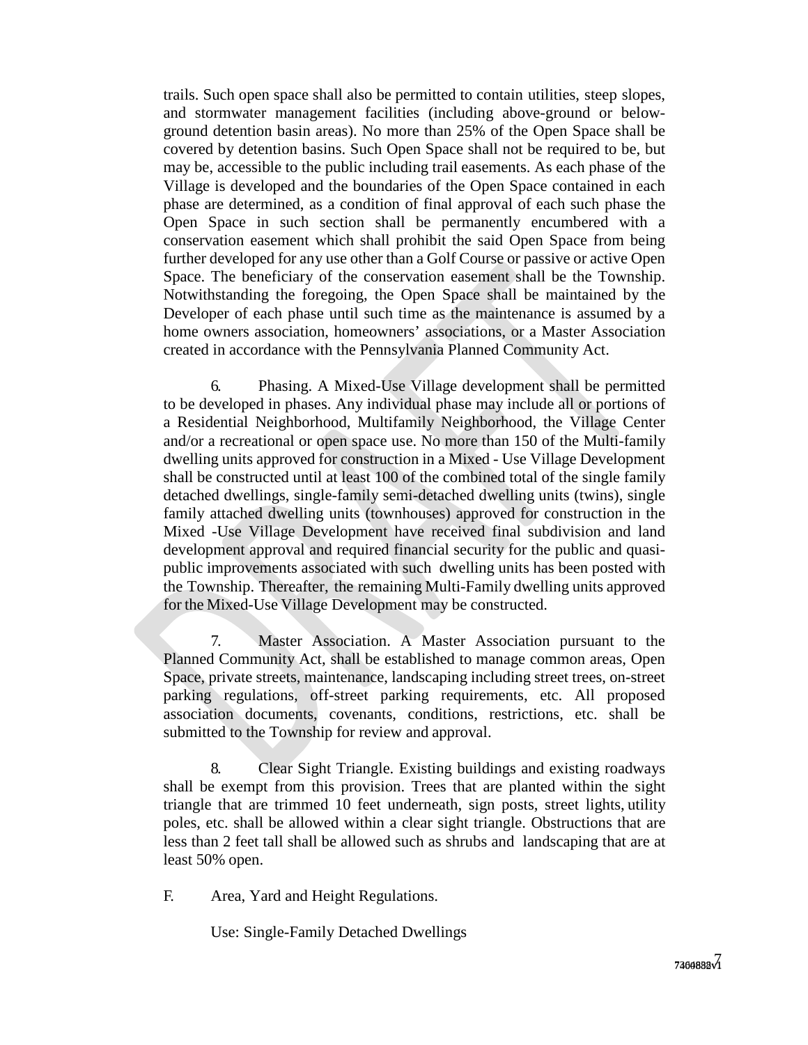trails. Such open space shall also be permitted to contain utilities, steep slopes, and stormwater management facilities (including above-ground or below-ground detention basin areas). No more than 25% of the Open Space shall be covered by detention basins. Such Open Space shall not be required to be, but may be, accessible to the public including trail easements. As each phase of the Village is developed and the boundaries of the Open Space contained in each phase are determined, as a condition of final approval of each such phase the Open Space in such section shall be permanently encumbered with a conservation easement which shall prohibit the said Open Space from being further developed for any use other than a Golf Course or passive or active Open Space. The beneficiary of the conservation easement shall be the Township. Notwithstanding the foregoing, the Open Space shall be maintained by the Developer of each phase until such time as the maintenance is assumed by a home owners association, homeowners' associations, or a Master Association created in accordance with the Pennsylvania Planned Community Act.

6. Phasing. A Mixed-Use Village development shall be permitted to be developed in phases. Any individual phase may include all or portions of a Residential Neighborhood, Multifamily Neighborhood, the Village Center and/or a recreational or open space use. No more than 150 of the Multi-family dwelling units approved for construction in a Mixed - Use Village Development shall be constructed until at least 100 of the combined total of the single family detached dwellings, single-family semi-detached dwelling units (twins), single family attached dwelling units (townhouses) approved for construction in the Mixed -Use Village Development have received final subdivision and land development approval and required financial security for the public and quasi-public improvements associated with such dwelling units has been posted with the Township. Thereafter, the remaining Multi-Family dwelling units approved for the Mixed-Use Village Development may be constructed.

7. Master Association. A Master Association pursuant to the Planned Community Act, shall be established to manage common areas, Open Space, private streets, maintenance, landscaping including street trees, on-street parking regulations, off-street parking requirements, etc. All proposed association documents, covenants, conditions, restrictions, etc. shall be submitted to the Township for review and approval.

8. Clear Sight Triangle. Existing buildings and existing roadways shall be exempt from this provision. Trees that are planted within the sight triangle that are trimmed 10 feet underneath, sign posts, street lights, utility poles, etc. shall be allowed within a clear sight triangle. Obstructions that are less than 2 feet tall shall be allowed such as shrubs and landscaping that are at least 50% open.

F. Area, Yard and Height Regulations.

Use: Single-Family Detached Dwellings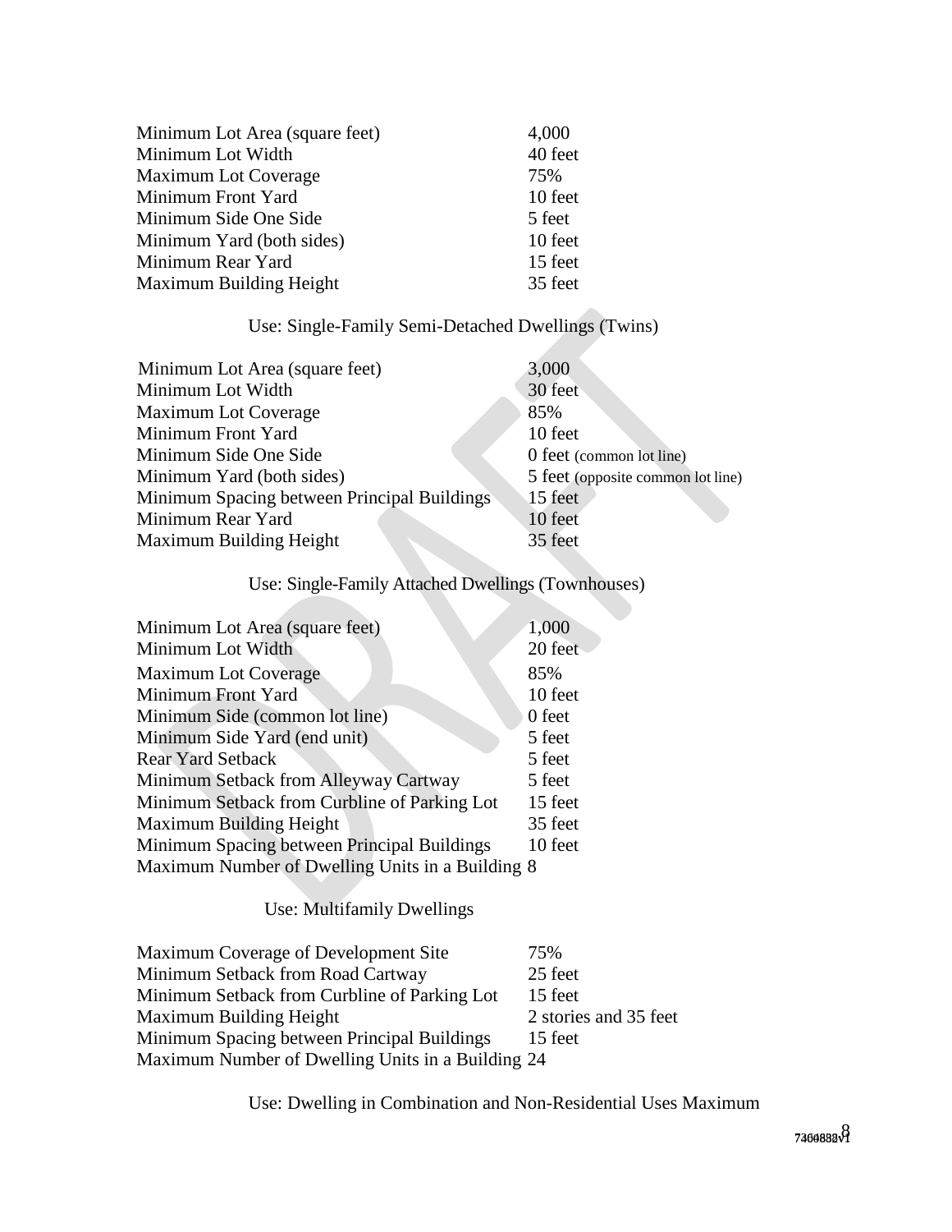| | |
|---|---|
| Minimum Lot Area (square feet) | 4,000 |
| Minimum Lot Width | 40 feet |
| Maximum Lot Coverage | 75% |
| Minimum Front Yard | 10 feet |
| Minimum Side One Side | 5 feet |
| Minimum Yard (both sides) | 10 feet |
| Minimum Rear Yard | 15 feet |
| Maximum Building Height | 35 feet |

Use: Single-Family Semi-Detached Dwellings (Twins)

| | |
|---|---|
| Minimum Lot Area (square feet) | 3,000 |
| Minimum Lot Width | 30 feet |
| Maximum Lot Coverage | 85% |
| Minimum Front Yard | 10 feet |
| Minimum Side One Side | 0 feet (common lot line) |
| Minimum Yard (both sides) | 5 feet (opposite common lot line) |
| Minimum Spacing between Principal Buildings | 15 feet |
| Minimum Rear Yard | 10 feet |
| Maximum Building Height | 35 feet |

Use: Single-Family Attached Dwellings (Townhouses)

| | |
|---|---|
| Minimum Lot Area (square feet) | 1,000 |
| Minimum Lot Width | 20 feet |
| Maximum Lot Coverage | 85% |
| Minimum Front Yard | 10 feet |
| Minimum Side (common lot line) | 0 feet |
| Minimum Side Yard (end unit) | 5 feet |
| Rear Yard Setback | 5 feet |
| Minimum Setback from Alleyway Cartway | 5 feet |
| Minimum Setback from Curbline of Parking Lot | 15 feet |
| Maximum Building Height | 35 feet |
| Minimum Spacing between Principal Buildings | 10 feet |
| Maximum Number of Dwelling Units in a Building | 8 |

Use: Multifamily Dwellings

| | |
|---|---|
| Maximum Coverage of Development Site | 75% |
| Minimum Setback from Road Cartway | 25 feet |
| Minimum Setback from Curbline of Parking Lot | 15 feet |
| Maximum Building Height | 2 stories and 35 feet |
| Minimum Spacing between Principal Buildings | 15 feet |
| Maximum Number of Dwelling Units in a Building | 24 |

Use: Dwelling in Combination and Non-Residential Uses Maximum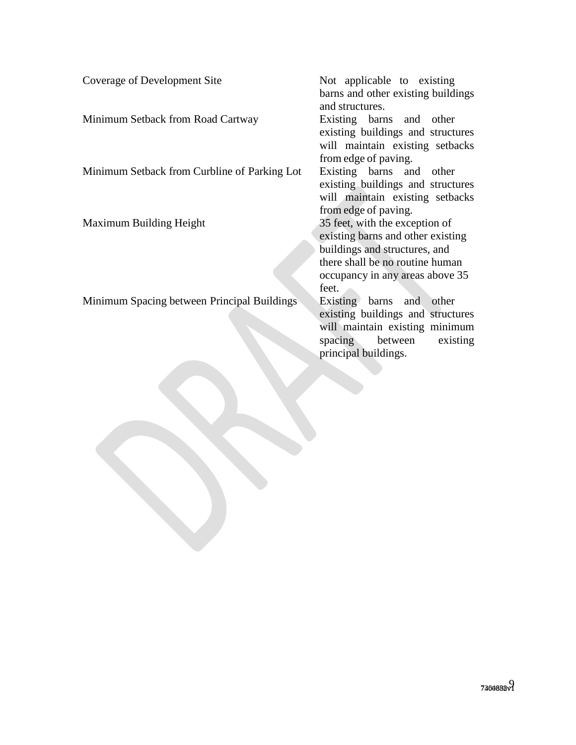| | |
|---|---|
| Coverage of Development Site | Not applicable to existing barns and other existing buildings and structures. |
| Minimum Setback from Road Cartway | Existing barns and other existing buildings and structures will maintain existing setbacks from edge of paving. |
| Minimum Setback from Curbline of Parking Lot | Existing barns and other existing buildings and structures will maintain existing setbacks from edge of paving. |
| Maximum Building Height | 35 feet, with the exception of existing barns and other existing buildings and structures, and there shall be no routine human occupancy in any areas above 35 feet. |
| Minimum Spacing between Principal Buildings | Existing barns and other existing buildings and structures will maintain existing minimum spacing between existing principal buildings. |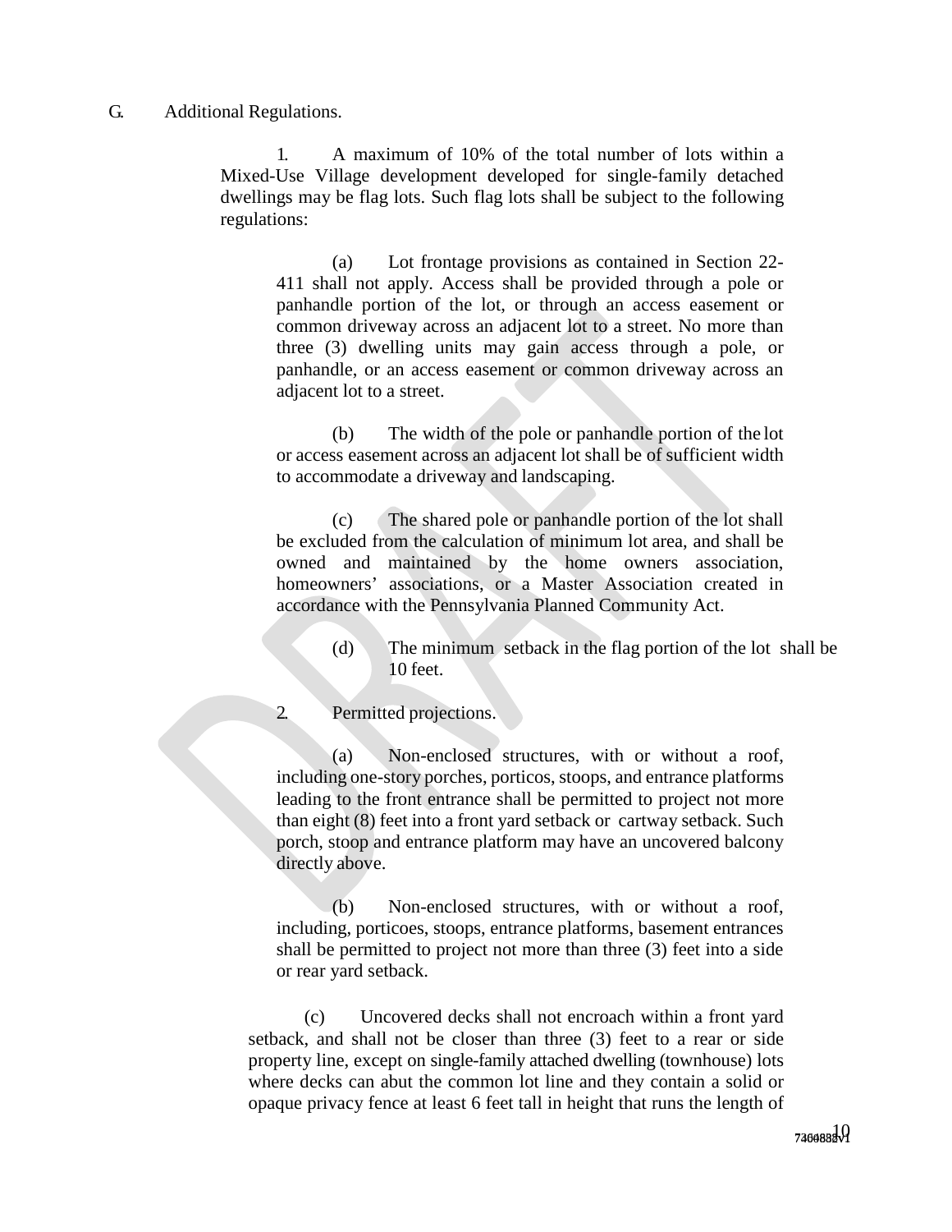G. Additional Regulations.

1. A maximum of 10% of the total number of lots within a Mixed-Use Village development developed for single-family detached dwellings may be flag lots. Such flag lots shall be subject to the following regulations:

(a) Lot frontage provisions as contained in Section 22-411 shall not apply. Access shall be provided through a pole or panhandle portion of the lot, or through an access easement or common driveway across an adjacent lot to a street. No more than three (3) dwelling units may gain access through a pole, or panhandle, or an access easement or common driveway across an adjacent lot to a street.

(b) The width of the pole or panhandle portion of the lot or access easement across an adjacent lot shall be of sufficient width to accommodate a driveway and landscaping.

(c) The shared pole or panhandle portion of the lot shall be excluded from the calculation of minimum lot area, and shall be owned and maintained by the home owners association, homeowners' associations, or a Master Association created in accordance with the Pennsylvania Planned Community Act.

(d) The minimum setback in the flag portion of the lot shall be 10 feet.

2. Permitted projections.

(a) Non-enclosed structures, with or without a roof, including one-story porches, porticos, stoops, and entrance platforms leading to the front entrance shall be permitted to project not more than eight (8) feet into a front yard setback or cartway setback. Such porch, stoop and entrance platform may have an uncovered balcony directly above.

(b) Non-enclosed structures, with or without a roof, including, porticoes, stoops, entrance platforms, basement entrances shall be permitted to project not more than three (3) feet into a side or rear yard setback.

(c) Uncovered decks shall not encroach within a front yard setback, and shall not be closer than three (3) feet to a rear or side property line, except on single-family attached dwelling (townhouse) lots where decks can abut the common lot line and they contain a solid or opaque privacy fence at least 6 feet tall in height that runs the length of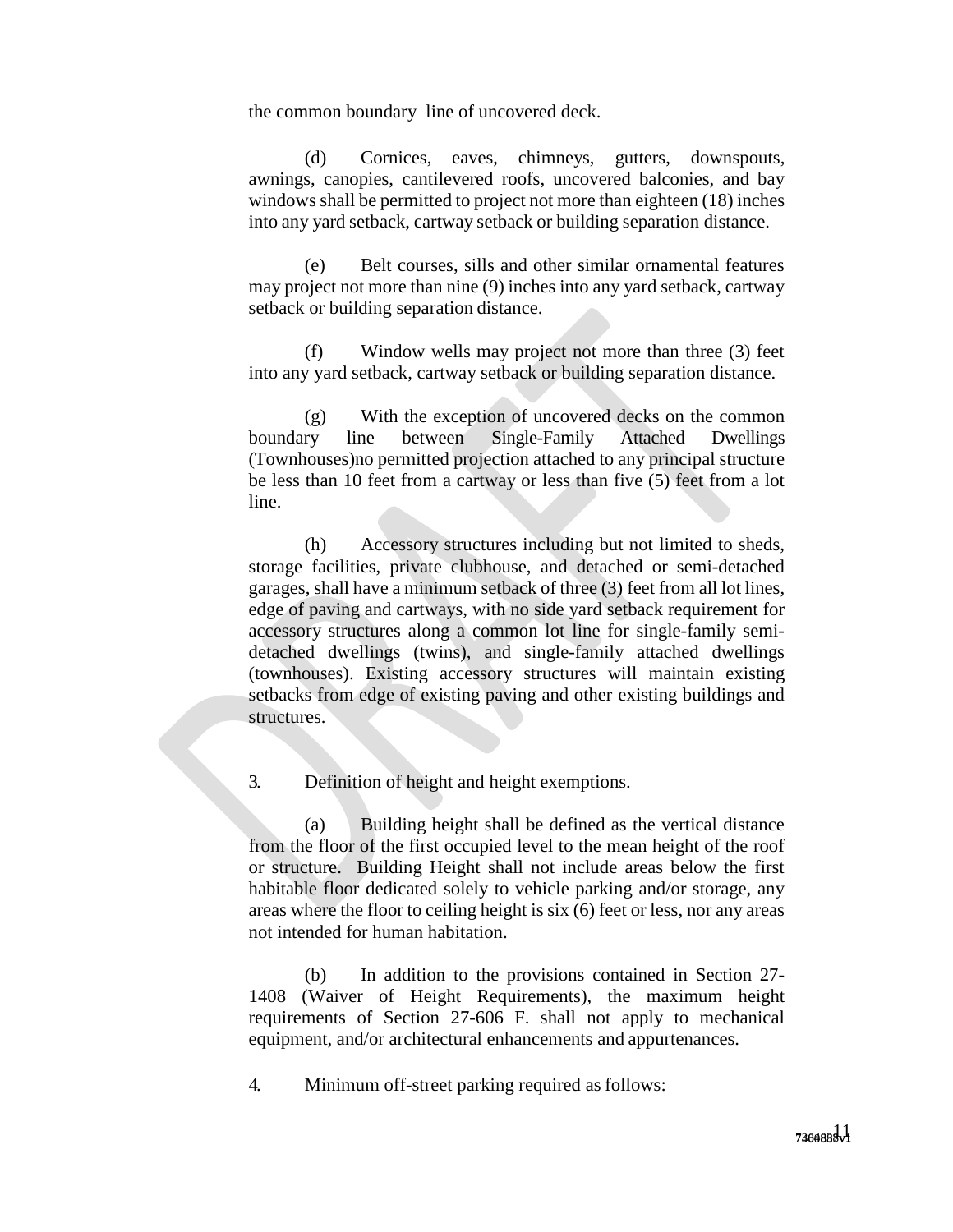the common boundary line of uncovered deck.

(d) Cornices, eaves, chimneys, gutters, downspouts, awnings, canopies, cantilevered roofs, uncovered balconies, and bay windows shall be permitted to project not more than eighteen (18) inches into any yard setback, cartway setback or building separation distance.

(e) Belt courses, sills and other similar ornamental features may project not more than nine (9) inches into any yard setback, cartway setback or building separation distance.

(f) Window wells may project not more than three (3) feet into any yard setback, cartway setback or building separation distance.

(g) With the exception of uncovered decks on the common boundary line between Single-Family Attached Dwellings (Townhouses)no permitted projection attached to any principal structure be less than 10 feet from a cartway or less than five (5) feet from a lot line.

(h) Accessory structures including but not limited to sheds, storage facilities, private clubhouse, and detached or semi-detached garages, shall have a minimum setback of three (3) feet from all lot lines, edge of paving and cartways, with no side yard setback requirement for accessory structures along a common lot line for single-family semi-detached dwellings (twins), and single-family attached dwellings (townhouses). Existing accessory structures will maintain existing setbacks from edge of existing paving and other existing buildings and structures.

3. Definition of height and height exemptions.

(a) Building height shall be defined as the vertical distance from the floor of the first occupied level to the mean height of the roof or structure. Building Height shall not include areas below the first habitable floor dedicated solely to vehicle parking and/or storage, any areas where the floor to ceiling height is six (6) feet or less, nor any areas not intended for human habitation.

(b) In addition to the provisions contained in Section 27-1408 (Waiver of Height Requirements), the maximum height requirements of Section 27-606 F. shall not apply to mechanical equipment, and/or architectural enhancements and appurtenances.

4. Minimum off-street parking required as follows: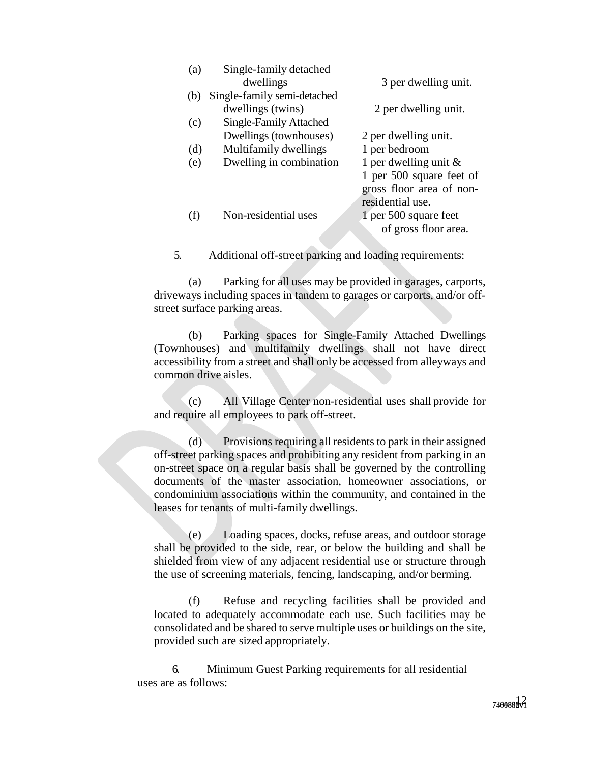| | | |
|---|---|---|
| (a) | Single-family detached dwellings | 3 per dwelling unit. |
| (b) | Single-family semi-detached dwellings (twins) | 2 per dwelling unit. |
| (c) | Single-Family Attached Dwellings (townhouses) | 2 per dwelling unit. |
| (d) | Multifamily dwellings | 1 per bedroom |
| (e) | Dwelling in combination | 1 per dwelling unit & 1 per 500 square feet of gross floor area of non-residential use. |
| (f) | Non-residential uses | 1 per 500 square feet of gross floor area. |

5. Additional off-street parking and loading requirements:

(a) Parking for all uses may be provided in garages, carports, driveways including spaces in tandem to garages or carports, and/or off-street surface parking areas.

(b) Parking spaces for Single-Family Attached Dwellings (Townhouses) and multifamily dwellings shall not have direct accessibility from a street and shall only be accessed from alleyways and common drive aisles.

(c) All Village Center non-residential uses shall provide for and require all employees to park off-street.

(d) Provisions requiring all residents to park in their assigned off-street parking spaces and prohibiting any resident from parking in an on-street space on a regular basis shall be governed by the controlling documents of the master association, homeowner associations, or condominium associations within the community, and contained in the leases for tenants of multi-family dwellings.

(e) Loading spaces, docks, refuse areas, and outdoor storage shall be provided to the side, rear, or below the building and shall be shielded from view of any adjacent residential use or structure through the use of screening materials, fencing, landscaping, and/or berming.

(f) Refuse and recycling facilities shall be provided and located to adequately accommodate each use. Such facilities may be consolidated and be shared to serve multiple uses or buildings on the site, provided such are sized appropriately.

6. Minimum Guest Parking requirements for all residential uses are as follows: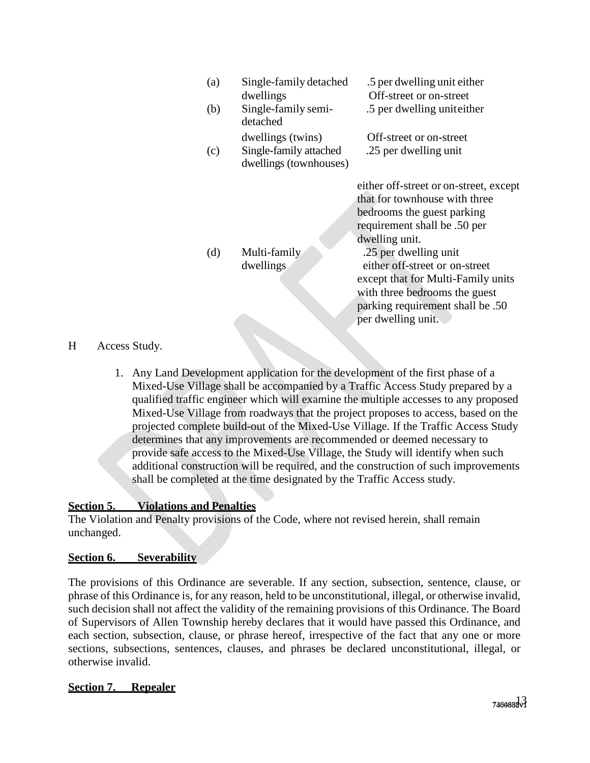| | | |
|---|---|---|
| (a) | Single-family detached dwellings | .5 per dwelling unit either Off-street or on-street |
| (b) | Single-family semi-detached dwellings (twins) | .5 per dwelling unit either Off-street or on-street |
| (c) | Single-family attached dwellings (townhouses) | .25 per dwelling unit either off-street or on-street, except that for townhouse with three bedrooms the guest parking requirement shall be .50 per dwelling unit. |
| (d) | Multi-family dwellings | .25 per dwelling unit either off-street or on-street except that for Multi-Family units with three bedrooms the guest parking requirement shall be .50 per dwelling unit. |

H Access Study.

1. Any Land Development application for the development of the first phase of a Mixed-Use Village shall be accompanied by a Traffic Access Study prepared by a qualified traffic engineer which will examine the multiple accesses to any proposed Mixed-Use Village from roadways that the project proposes to access, based on the projected complete build-out of the Mixed-Use Village. If the Traffic Access Study determines that any improvements are recommended or deemed necessary to provide safe access to the Mixed-Use Village, the Study will identify when such additional construction will be required, and the construction of such improvements shall be completed at the time designated by the Traffic Access study.

**Section 5. Violations and Penalties**

The Violation and Penalty provisions of the Code, where not revised herein, shall remain unchanged.

**Section 6. Severability**

The provisions of this Ordinance are severable. If any section, subsection, sentence, clause, or phrase of this Ordinance is, for any reason, held to be unconstitutional, illegal, or otherwise invalid, such decision shall not affect the validity of the remaining provisions of this Ordinance. The Board of Supervisors of Allen Township hereby declares that it would have passed this Ordinance, and each section, subsection, clause, or phrase hereof, irrespective of the fact that any one or more sections, subsections, sentences, clauses, and phrases be declared unconstitutional, illegal, or otherwise invalid.

**Section 7. Repealer**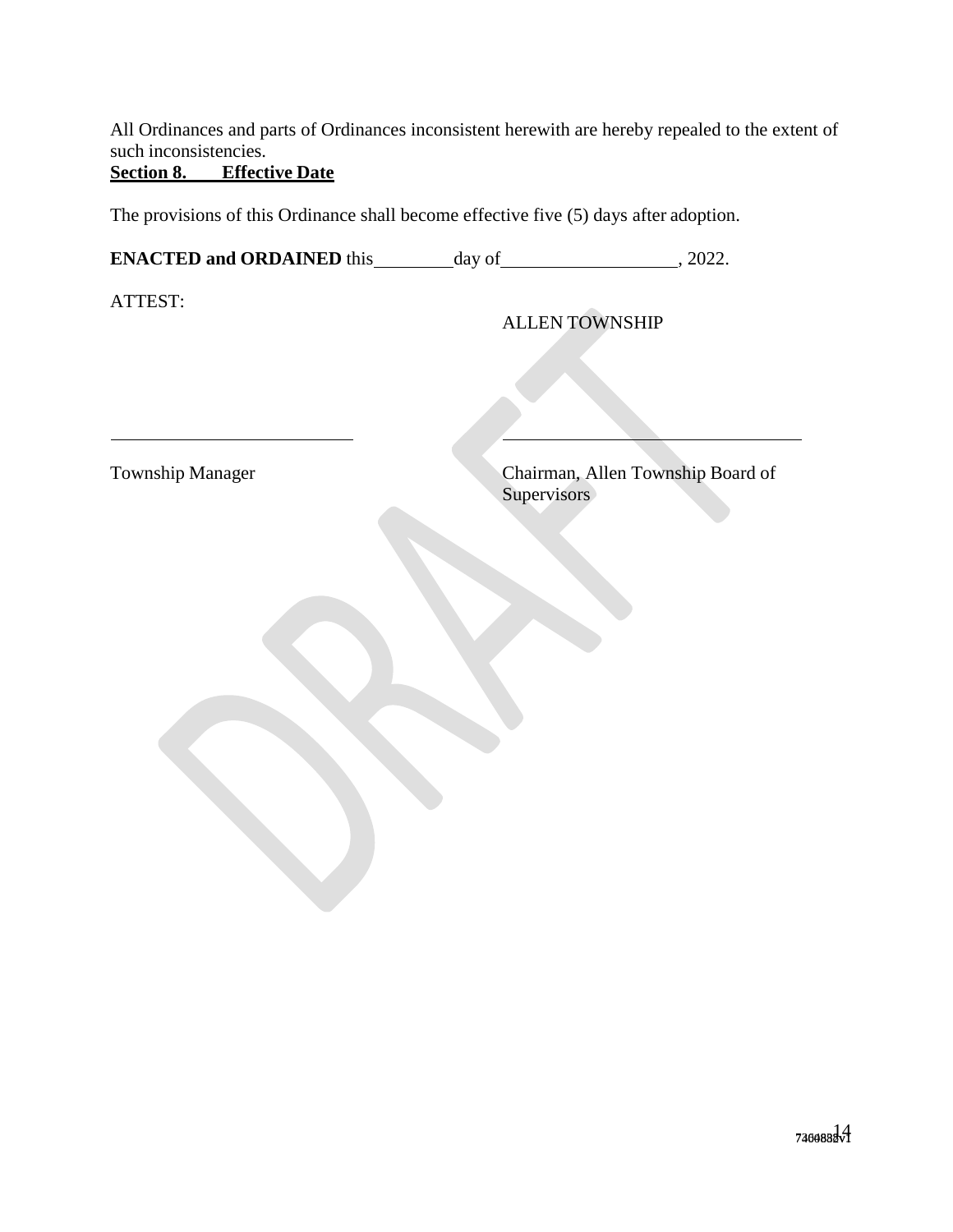All Ordinances and parts of Ordinances inconsistent herewith are hereby repealed to the extent of such inconsistencies.

**Section 8. Effective Date**

The provisions of this Ordinance shall become effective five (5) days after adoption.

**ENACTED and ORDAINED** this\_\_\_\_\_\_\_\_\_day of\_\_\_\_\_\_\_\_\_\_\_\_\_\_\_\_\_\_\_, 2022.

ATTEST:

ALLEN TOWNSHIP

\_\_\_\_\_\_\_\_\_\_\_\_\_\_\_\_\_\_\_\_\_\_\_\_\_\_\_

Township Manager

\_\_\_\_\_\_\_\_\_\_\_\_\_\_\_\_\_\_\_\_\_\_\_\_\_\_\_\_\_\_\_\_\_\_

Chairman, Allen Township Board of Supervisors

7366882v1